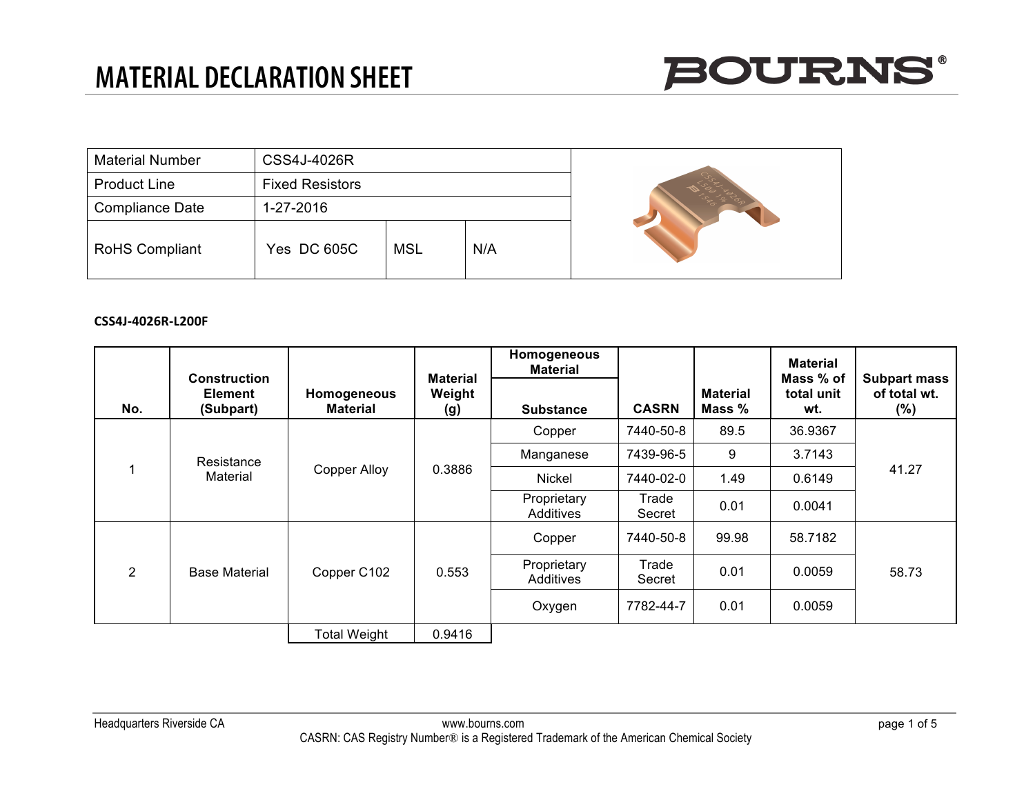# MATERIAL DECLARATION SHEET

BOURNS®

| Material Number | CSS4J-4026R | | |
|---|---|---|---|
| Product Line | Fixed Resistors | | |
| Compliance Date | 1-27-2016 | | |
| RoHS Compliant | Yes DC 605C | MSL | N/A |

**CSS4J-4026R-L200F**

| No. | Construction Element (Subpart) | Homogeneous Material | Material Weight (g) | Homogeneous Material Substance | CASRN | Material Mass % | Material Mass % of total unit wt. | Subpart mass of total wt. (%) |
|---|---|---|---|---|---|---|---|---|
| 1 | Resistance Material | Copper Alloy | 0.3886 | Copper | 7440-50-8 | 89.5 | 36.9367 | 41.27 |
| | | | | Manganese | 7439-96-5 | 9 | 3.7143 | |
| | | | | Nickel | 7440-02-0 | 1.49 | 0.6149 | |
| | | | | Proprietary Additives | Trade Secret | 0.01 | 0.0041 | |
| 2 | Base Material | Copper C102 | 0.553 | Copper | 7440-50-8 | 99.98 | 58.7182 | 58.73 |
| | | | | Proprietary Additives | Trade Secret | 0.01 | 0.0059 | |
| | | | | Oxygen | 7782-44-7 | 0.01 | 0.0059 | |
| | | Total Weight | 0.9416 | | | | | |

Headquarters Riverside CA

www.bourns.com

CASRN: CAS Registry Number® is a Registered Trademark of the American Chemical Society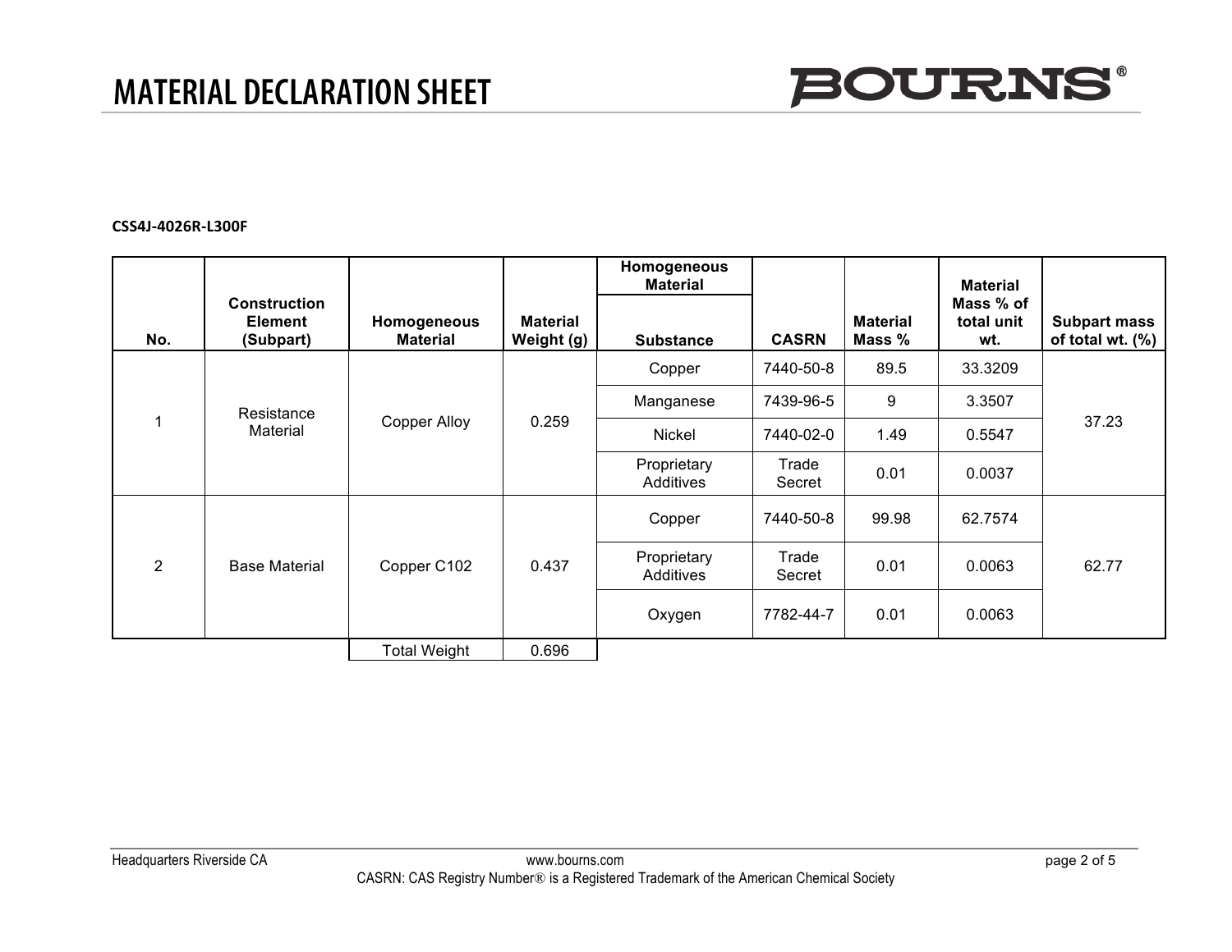# MATERIAL DECLARATION SHEET

**CSS4J-4026R-L300F**

| No. | Construction Element (Subpart) | Homogeneous Material | Material Weight (g) | Homogeneous Material Substance | CASRN | Material Mass % | Material Mass % of total unit wt. | Subpart mass of total wt. (%) |
|---|---|---|---|---|---|---|---|---|
| 1 | Resistance Material | Copper Alloy | 0.259 | Copper | 7440-50-8 | 89.5 | 33.3209 | 37.23 |
| | | | | Manganese | 7439-96-5 | 9 | 3.3507 | |
| | | | | Nickel | 7440-02-0 | 1.49 | 0.5547 | |
| | | | | Proprietary Additives | Trade Secret | 0.01 | 0.0037 | |
| 2 | Base Material | Copper C102 | 0.437 | Copper | 7440-50-8 | 99.98 | 62.7574 | 62.77 |
| | | | | Proprietary Additives | Trade Secret | 0.01 | 0.0063 | |
| | | | | Oxygen | 7782-44-7 | 0.01 | 0.0063 | |
| | | Total Weight | 0.696 | | | | | |

Headquarters Riverside CA

www.bourns.com

CASRN: CAS Registry Number® is a Registered Trademark of the American Chemical Society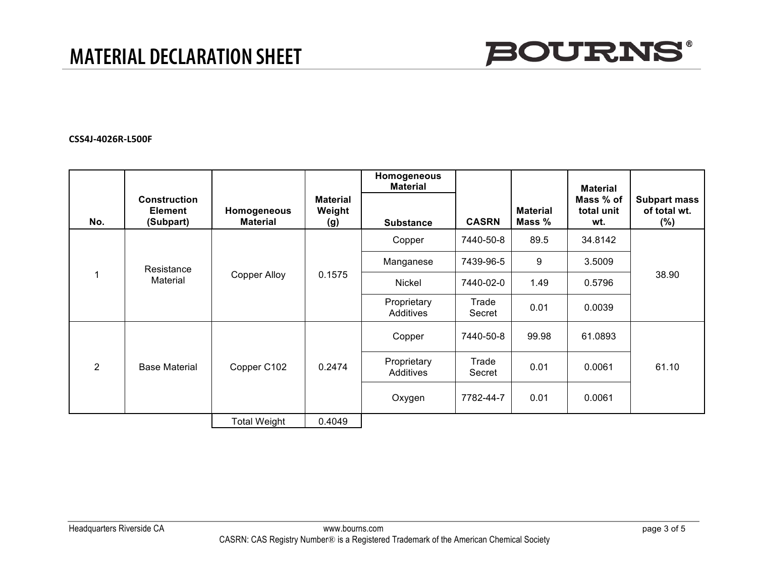# MATERIAL DECLARATION SHEET

**CSS4J-4026R-L500F**

| No. | Construction Element (Subpart) | Homogeneous Material | Material Weight (g) | Homogeneous Material Substance | CASRN | Material Mass % | Material Mass % of total unit wt. | Subpart mass of total wt. (%) |
|---|---|---|---|---|---|---|---|---|
| 1 | Resistance Material | Copper Alloy | 0.1575 | Copper | 7440-50-8 | 89.5 | 34.8142 | 38.90 |
| | | | | Manganese | 7439-96-5 | 9 | 3.5009 | |
| | | | | Nickel | 7440-02-0 | 1.49 | 0.5796 | |
| | | | | Proprietary Additives | Trade Secret | 0.01 | 0.0039 | |
| 2 | Base Material | Copper C102 | 0.2474 | Copper | 7440-50-8 | 99.98 | 61.0893 | 61.10 |
| | | | | Proprietary Additives | Trade Secret | 0.01 | 0.0061 | |
| | | | | Oxygen | 7782-44-7 | 0.01 | 0.0061 | |
| | | Total Weight | 0.4049 | | | | | |

Headquarters Riverside CA — www.bourns.com

CASRN: CAS Registry Number® is a Registered Trademark of the American Chemical Society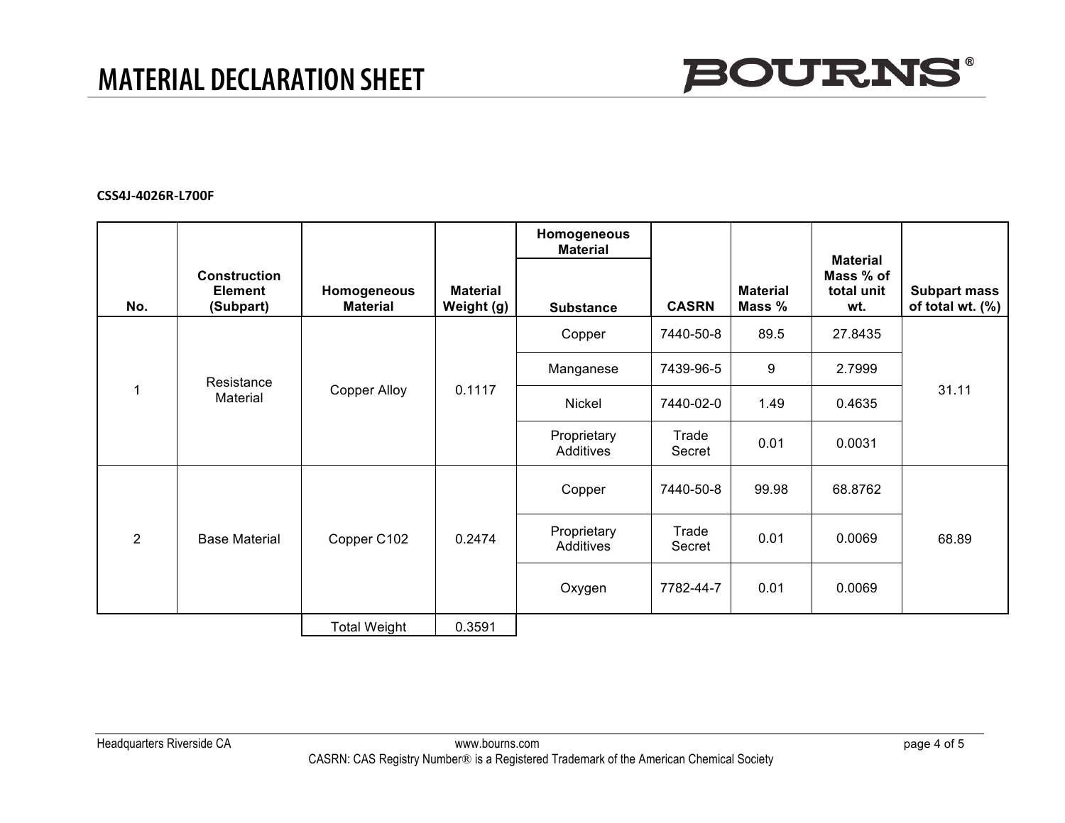# MATERIAL DECLARATION SHEET

**CSS4J-4026R-L700F**

| No. | Construction Element (Subpart) | Homogeneous Material | Material Weight (g) | Homogeneous Material Substance | CASRN | Material Mass % | Material Mass % of total unit wt. | Subpart mass of total wt. (%) |
|---|---|---|---|---|---|---|---|---|
| 1 | Resistance Material | Copper Alloy | 0.1117 | Copper | 7440-50-8 | 89.5 | 27.8435 | 31.11 |
| | | | | Manganese | 7439-96-5 | 9 | 2.7999 | |
| | | | | Nickel | 7440-02-0 | 1.49 | 0.4635 | |
| | | | | Proprietary Additives | Trade Secret | 0.01 | 0.0031 | |
| 2 | Base Material | Copper C102 | 0.2474 | Copper | 7440-50-8 | 99.98 | 68.8762 | 68.89 |
| | | | | Proprietary Additives | Trade Secret | 0.01 | 0.0069 | |
| | | | | Oxygen | 7782-44-7 | 0.01 | 0.0069 | |
| | | Total Weight | 0.3591 | | | | | |

Headquarters Riverside CA www.bourns.com

CASRN: CAS Registry Number® is a Registered Trademark of the American Chemical Society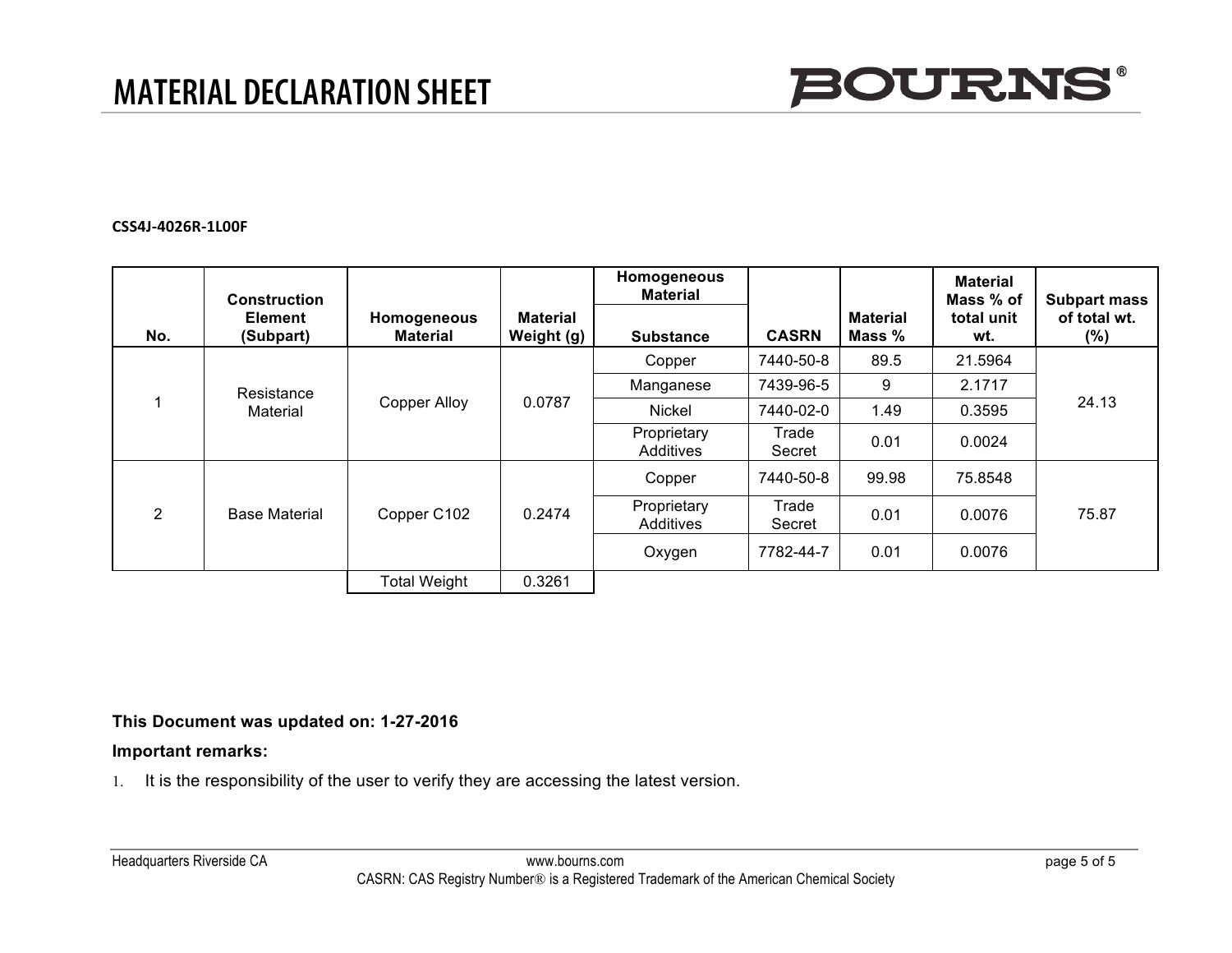# MATERIAL DECLARATION SHEET

**CSS4J-4026R-1L00F**

| No. | Construction Element (Subpart) | Homogeneous Material | Material Weight (g) | Homogeneous Material Substance | CASRN | Material Mass % | Material Mass % of total unit wt. | Subpart mass of total wt. (%) |
|---|---|---|---|---|---|---|---|---|
| 1 | Resistance Material | Copper Alloy | 0.0787 | Copper | 7440-50-8 | 89.5 | 21.5964 | 24.13 |
| | | | | Manganese | 7439-96-5 | 9 | 2.1717 | |
| | | | | Nickel | 7440-02-0 | 1.49 | 0.3595 | |
| | | | | Proprietary Additives | Trade Secret | 0.01 | 0.0024 | |
| 2 | Base Material | Copper C102 | 0.2474 | Copper | 7440-50-8 | 99.98 | 75.8548 | 75.87 |
| | | | | Proprietary Additives | Trade Secret | 0.01 | 0.0076 | |
| | | | | Oxygen | 7782-44-7 | 0.01 | 0.0076 | |
| | | Total Weight | 0.3261 | | | | | |

**This Document was updated on: 1-27-2016**

**Important remarks:**

1. It is the responsibility of the user to verify they are accessing the latest version.

Headquarters Riverside CA www.bourns.com

CASRN: CAS Registry Number® is a Registered Trademark of the American Chemical Society